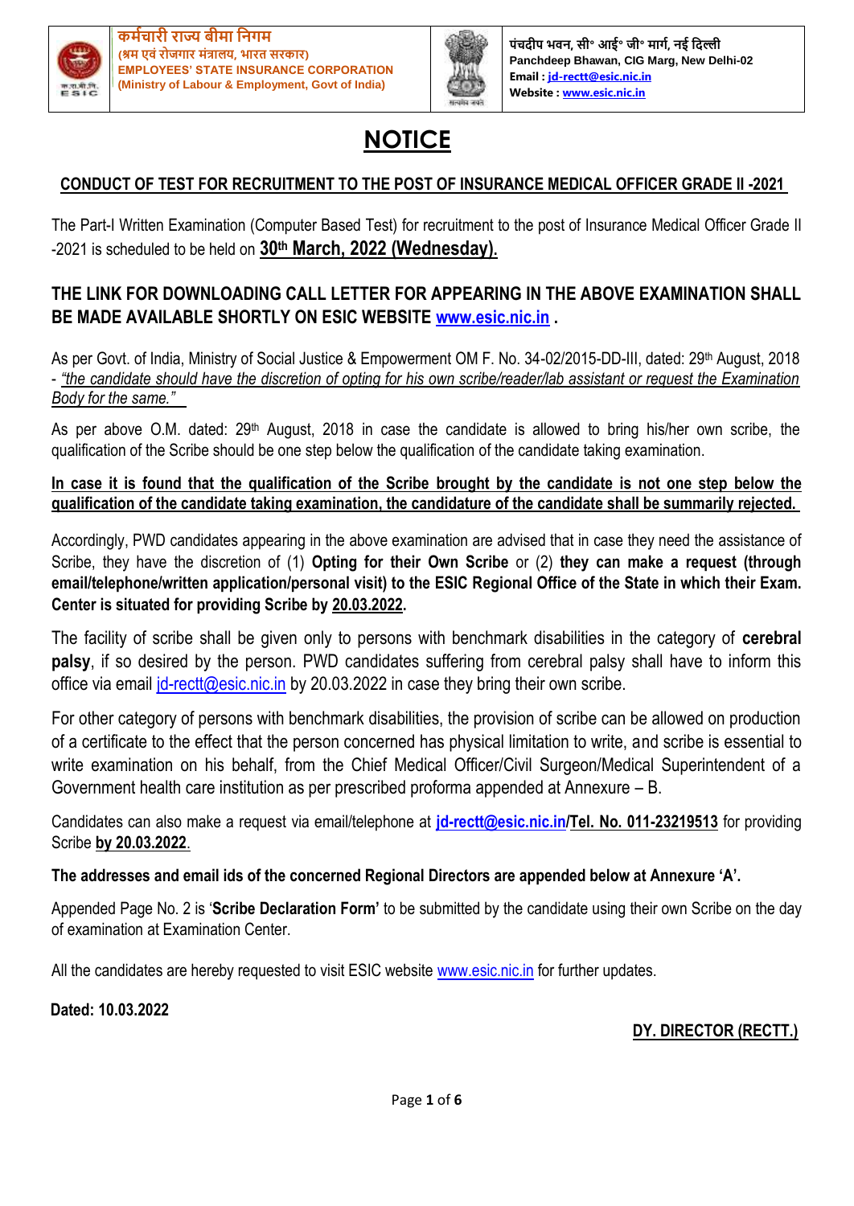कर्मचारी राज्य बीमा निगम
(श्रम एवं रोजगार मंत्रालय, भारत सरकार)
**EMPLOYEES' STATE INSURANCE CORPORATION**
**(Ministry of Labour & Employment, Govt of India)**

पंचदीप भवन, सी॰ आई॰ जी॰ मार्ग, नई दिल्ली
**Panchdeep Bhawan, CIG Marg, New Delhi-02**
**Email : jd-rectt@esic.nic.in**
**Website : www.esic.nic.in**

# NOTICE

## CONDUCT OF TEST FOR RECRUITMENT TO THE POST OF INSURANCE MEDICAL OFFICER GRADE II -2021

The Part-I Written Examination (Computer Based Test) for recruitment to the post of Insurance Medical Officer Grade II -2021 is scheduled to be held on **30th March, 2022 (Wednesday).**

**THE LINK FOR DOWNLOADING CALL LETTER FOR APPEARING IN THE ABOVE EXAMINATION SHALL BE MADE AVAILABLE SHORTLY ON ESIC WEBSITE www.esic.nic.in .**

As per Govt. of India, Ministry of Social Justice & Empowerment OM F. No. 34-02/2015-DD-III, dated: 29th August, 2018 - *"the candidate should have the discretion of opting for his own scribe/reader/lab assistant or request the Examination Body for the same."*

As per above O.M. dated: 29th August, 2018 in case the candidate is allowed to bring his/her own scribe, the qualification of the Scribe should be one step below the qualification of the candidate taking examination.

**In case it is found that the qualification of the Scribe brought by the candidate is not one step below the qualification of the candidate taking examination, the candidature of the candidate shall be summarily rejected.**

Accordingly, PWD candidates appearing in the above examination are advised that in case they need the assistance of Scribe, they have the discretion of (1) **Opting for their Own Scribe** or (2) **they can make a request (through email/telephone/written application/personal visit) to the ESIC Regional Office of the State in which their Exam. Center is situated for providing Scribe by 20.03.2022.**

The facility of scribe shall be given only to persons with benchmark disabilities in the category of **cerebral palsy**, if so desired by the person. PWD candidates suffering from cerebral palsy shall have to inform this office via email jd-rectt@esic.nic.in by 20.03.2022 in case they bring their own scribe.

For other category of persons with benchmark disabilities, the provision of scribe can be allowed on production of a certificate to the effect that the person concerned has physical limitation to write, and scribe is essential to write examination on his behalf, from the Chief Medical Officer/Civil Surgeon/Medical Superintendent of a Government health care institution as per prescribed proforma appended at Annexure – B.

Candidates can also make a request via email/telephone at **jd-rectt@esic.nic.in/Tel. No. 011-23219513** for providing Scribe **by 20.03.2022**.

**The addresses and email ids of the concerned Regional Directors are appended below at Annexure 'A'.**

Appended Page No. 2 is '**Scribe Declaration Form'** to be submitted by the candidate using their own Scribe on the day of examination at Examination Center.

All the candidates are hereby requested to visit ESIC website www.esic.nic.in for further updates.

**Dated: 10.03.2022**

**DY. DIRECTOR (RECTT.)**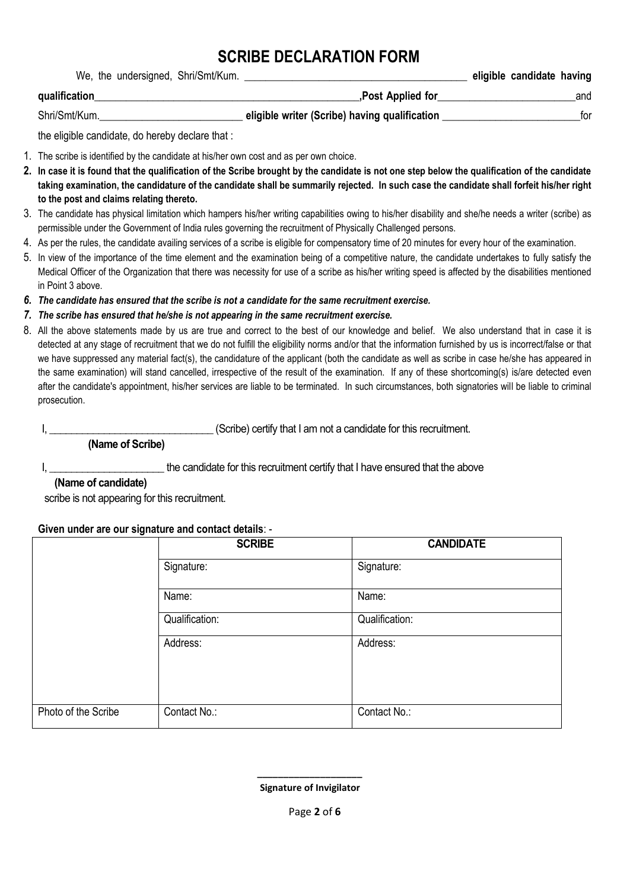# SCRIBE DECLARATION FORM

We, the undersigned, Shri/Smt/Kum. ________________________________________ **eligible candidate having qualification**_________________________________________________**,Post Applied for**_________________________and Shri/Smt/Kum.__________________________ **eligible writer (Scribe) having qualification** _________________________for the eligible candidate, do hereby declare that :

1. The scribe is identified by the candidate at his/her own cost and as per own choice.
2. **In case it is found that the qualification of the Scribe brought by the candidate is not one step below the qualification of the candidate taking examination, the candidature of the candidate shall be summarily rejected. In such case the candidate shall forfeit his/her right to the post and claims relating thereto.**
3. The candidate has physical limitation which hampers his/her writing capabilities owing to his/her disability and she/he needs a writer (scribe) as permissible under the Government of India rules governing the recruitment of Physically Challenged persons.
4. As per the rules, the candidate availing services of a scribe is eligible for compensatory time of 20 minutes for every hour of the examination.
5. In view of the importance of the time element and the examination being of a competitive nature, the candidate undertakes to fully satisfy the Medical Officer of the Organization that there was necessity for use of a scribe as his/her writing speed is affected by the disabilities mentioned in Point 3 above.
6. ***The candidate has ensured that the scribe is not a candidate for the same recruitment exercise.***
7. ***The scribe has ensured that he/she is not appearing in the same recruitment exercise.***
8. All the above statements made by us are true and correct to the best of our knowledge and belief. We also understand that in case it is detected at any stage of recruitment that we do not fulfill the eligibility norms and/or that the information furnished by us is incorrect/false or that we have suppressed any material fact(s), the candidature of the applicant (both the candidate as well as scribe in case he/she has appeared in the same examination) will stand cancelled, irrespective of the result of the examination. If any of these shortcoming(s) is/are detected even after the candidate's appointment, his/her services are liable to be terminated. In such circumstances, both signatories will be liable to criminal prosecution.

I, ______________________________ (Scribe) certify that I am not a candidate for this recruitment.
**(Name of Scribe)**

I, ____________________ the candidate for this recruitment certify that I have ensured that the above
**(Name of candidate)**
scribe is not appearing for this recruitment.

**Given under are our signature and contact details**: -

| | **SCRIBE** | **CANDIDATE** |
|---|---|---|
| | Signature: | Signature: |
| | Name: | Name: |
| | Qualification: | Qualification: |
| | Address: | Address: |
| Photo of the Scribe | Contact No.: | Contact No.: |

____________________
**Signature of Invigilator**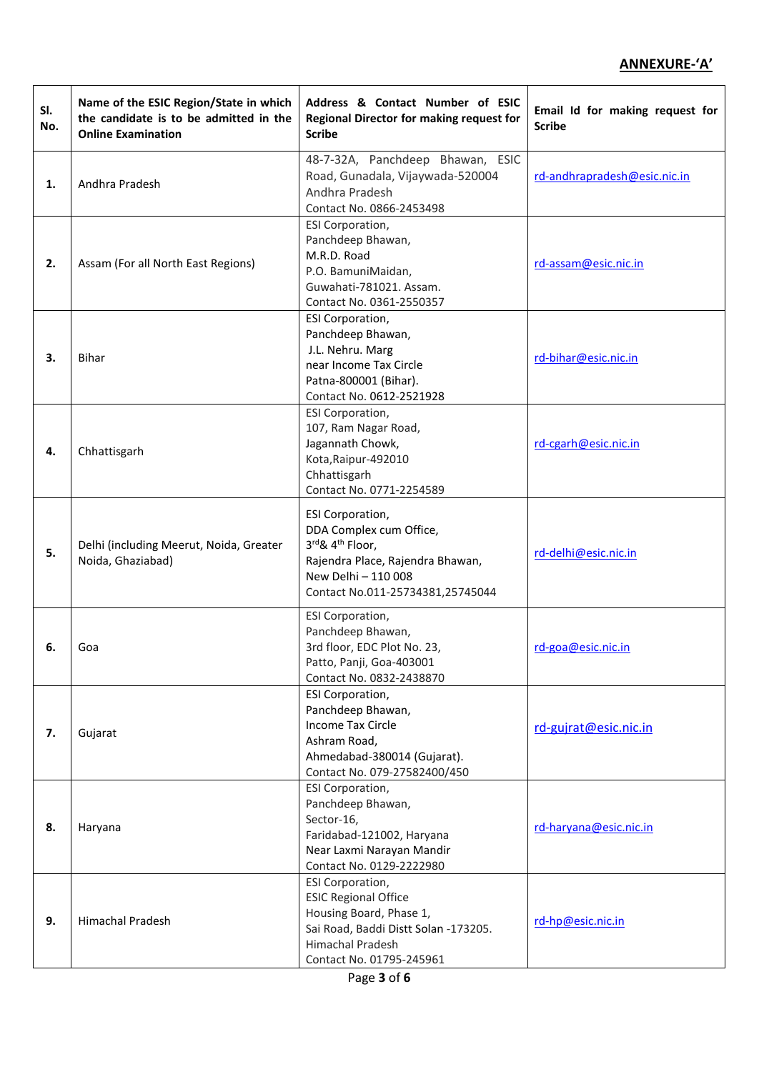**ANNEXURE-'A'**

| Sl. No. | Name of the ESIC Region/State in which the candidate is to be admitted in the Online Examination | Address & Contact Number of ESIC Regional Director for making request for Scribe | Email Id for making request for Scribe |
|---|---|---|---|
| **1.** | Andhra Pradesh | 48-7-32A, Panchdeep Bhawan, ESIC Road, Gunadala, Vijaywada-520004 Andhra Pradesh<br>Contact No. 0866-2453498 | rd-andhrapradesh@esic.nic.in |
| **2.** | Assam (For all North East Regions) | ESI Corporation,<br>Panchdeep Bhawan,<br>M.R.D. Road<br>P.O. BamuniMaidan,<br>Guwahati-781021. Assam.<br>Contact No. 0361-2550357 | rd-assam@esic.nic.in |
| **3.** | Bihar | ESI Corporation,<br>Panchdeep Bhawan,<br>J.L. Nehru. Marg<br>near Income Tax Circle<br>Patna-800001 (Bihar).<br>Contact No. 0612-2521928 | rd-bihar@esic.nic.in |
| **4.** | Chhattisgarh | ESI Corporation,<br>107, Ram Nagar Road,<br>Jagannath Chowk,<br>Kota,Raipur-492010<br>Chhattisgarh<br>Contact No. 0771-2254589 | rd-cgarh@esic.nic.in |
| **5.** | Delhi (including Meerut, Noida, Greater Noida, Ghaziabad) | ESI Corporation,<br>DDA Complex cum Office,<br>3rd& 4th Floor,<br>Rajendra Place, Rajendra Bhawan,<br>New Delhi – 110 008<br>Contact No.011-25734381,25745044 | rd-delhi@esic.nic.in |
| **6.** | Goa | ESI Corporation,<br>Panchdeep Bhawan,<br>3rd floor, EDC Plot No. 23,<br>Patto, Panji, Goa-403001<br>Contact No. 0832-2438870 | rd-goa@esic.nic.in |
| **7.** | Gujarat | ESI Corporation,<br>Panchdeep Bhawan,<br>Income Tax Circle<br>Ashram Road,<br>Ahmedabad-380014 (Gujarat).<br>Contact No. 079-27582400/450 | rd-gujrat@esic.nic.in |
| **8.** | Haryana | ESI Corporation,<br>Panchdeep Bhawan,<br>Sector-16,<br>Faridabad-121002, Haryana<br>Near Laxmi Narayan Mandir<br>Contact No. 0129-2222980 | rd-haryana@esic.nic.in |
| **9.** | Himachal Pradesh | ESI Corporation,<br>ESIC Regional Office<br>Housing Board, Phase 1,<br>Sai Road, Baddi Distt Solan -173205.<br>Himachal Pradesh<br>Contact No. 01795-245961 | rd-hp@esic.nic.in |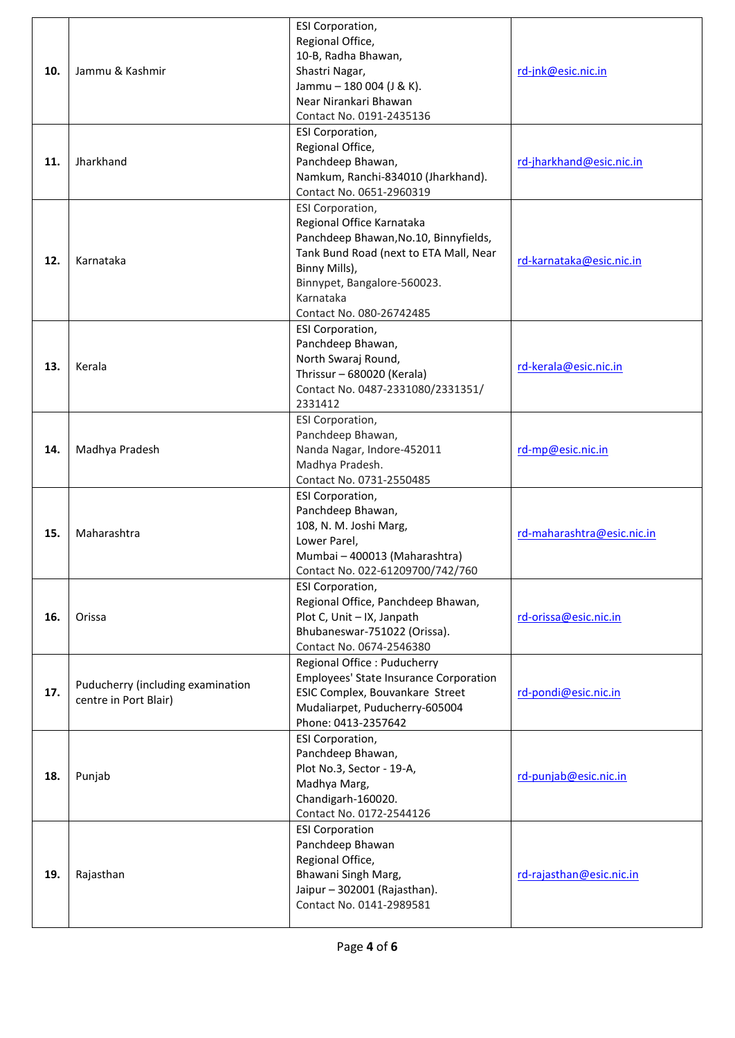| | | | |
|---|---|---|---|
| **10.** | Jammu & Kashmir | ESI Corporation,<br>Regional Office,<br>10-B, Radha Bhawan,<br>Shastri Nagar,<br>Jammu – 180 004 (J & K).<br>Near Nirankari Bhawan<br>Contact No. 0191-2435136 | rd-jnk@esic.nic.in |
| **11.** | Jharkhand | ESI Corporation,<br>Regional Office,<br>Panchdeep Bhawan,<br>Namkum, Ranchi-834010 (Jharkhand).<br>Contact No. 0651-2960319 | rd-jharkhand@esic.nic.in |
| **12.** | Karnataka | ESI Corporation,<br>Regional Office Karnataka<br>Panchdeep Bhawan,No.10, Binnyfields,<br>Tank Bund Road (next to ETA Mall, Near Binny Mills),<br>Binnypet, Bangalore-560023.<br>Karnataka<br>Contact No. 080-26742485 | rd-karnataka@esic.nic.in |
| **13.** | Kerala | ESI Corporation,<br>Panchdeep Bhawan,<br>North Swaraj Round,<br>Thrissur – 680020 (Kerala)<br>Contact No. 0487-2331080/2331351/<br>2331412 | rd-kerala@esic.nic.in |
| **14.** | Madhya Pradesh | ESI Corporation,<br>Panchdeep Bhawan,<br>Nanda Nagar, Indore-452011<br>Madhya Pradesh.<br>Contact No. 0731-2550485 | rd-mp@esic.nic.in |
| **15.** | Maharashtra | ESI Corporation,<br>Panchdeep Bhawan,<br>108, N. M. Joshi Marg,<br>Lower Parel,<br>Mumbai – 400013 (Maharashtra)<br>Contact No. 022-61209700/742/760 | rd-maharashtra@esic.nic.in |
| **16.** | Orissa | ESI Corporation,<br>Regional Office, Panchdeep Bhawan,<br>Plot C, Unit – IX, Janpath<br>Bhubaneswar-751022 (Orissa).<br>Contact No. 0674-2546380 | rd-orissa@esic.nic.in |
| **17.** | Puducherry (including examination centre in Port Blair) | Regional Office : Puducherry<br>Employees' State Insurance Corporation<br>ESIC Complex, Bouvankare Street<br>Mudaliarpet, Puducherry-605004<br>Phone: 0413-2357642 | rd-pondi@esic.nic.in |
| **18.** | Punjab | ESI Corporation,<br>Panchdeep Bhawan,<br>Plot No.3, Sector - 19-A,<br>Madhya Marg,<br>Chandigarh-160020.<br>Contact No. 0172-2544126 | rd-punjab@esic.nic.in |
| **19.** | Rajasthan | ESI Corporation<br>Panchdeep Bhawan<br>Regional Office,<br>Bhawani Singh Marg,<br>Jaipur – 302001 (Rajasthan).<br>Contact No. 0141-2989581 | rd-rajasthan@esic.nic.in |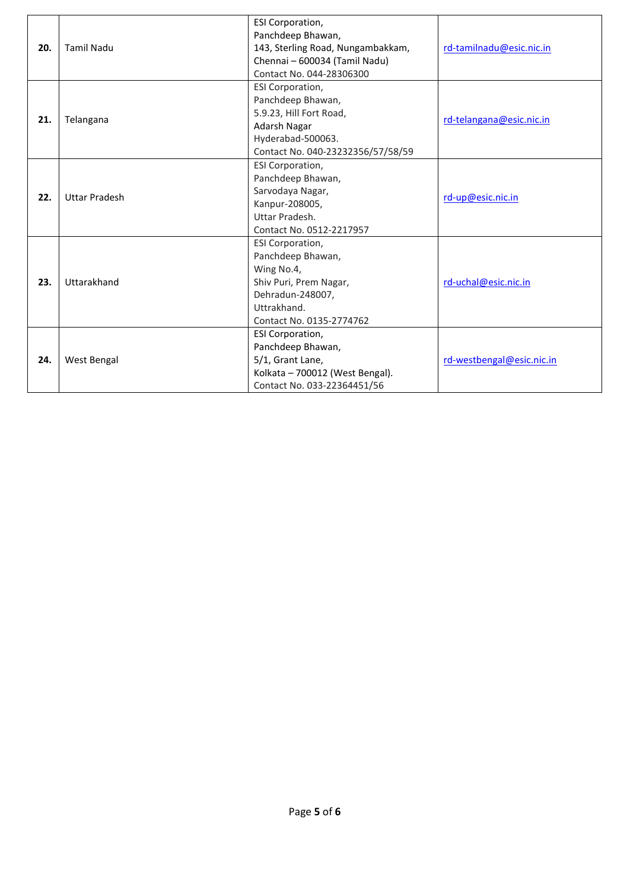| | | | |
|---|---|---|---|
| **20.** | Tamil Nadu | ESI Corporation,<br>Panchdeep Bhawan,<br>143, Sterling Road, Nungambakkam,<br>Chennai – 600034 (Tamil Nadu)<br>Contact No. 044-28306300 | rd-tamilnadu@esic.nic.in |
| **21.** | Telangana | ESI Corporation,<br>Panchdeep Bhawan,<br>5.9.23, Hill Fort Road,<br>Adarsh Nagar<br>Hyderabad-500063.<br>Contact No. 040-23232356/57/58/59 | rd-telangana@esic.nic.in |
| **22.** | Uttar Pradesh | ESI Corporation,<br>Panchdeep Bhawan,<br>Sarvodaya Nagar,<br>Kanpur-208005,<br>Uttar Pradesh.<br>Contact No. 0512-2217957 | rd-up@esic.nic.in |
| **23.** | Uttarakhand | ESI Corporation,<br>Panchdeep Bhawan,<br>Wing No.4,<br>Shiv Puri, Prem Nagar,<br>Dehradun-248007,<br>Uttrakhand.<br>Contact No. 0135-2774762 | rd-uchal@esic.nic.in |
| **24.** | West Bengal | ESI Corporation,<br>Panchdeep Bhawan,<br>5/1, Grant Lane,<br>Kolkata – 700012 (West Bengal).<br>Contact No. 033-22364451/56 | rd-westbengal@esic.nic.in |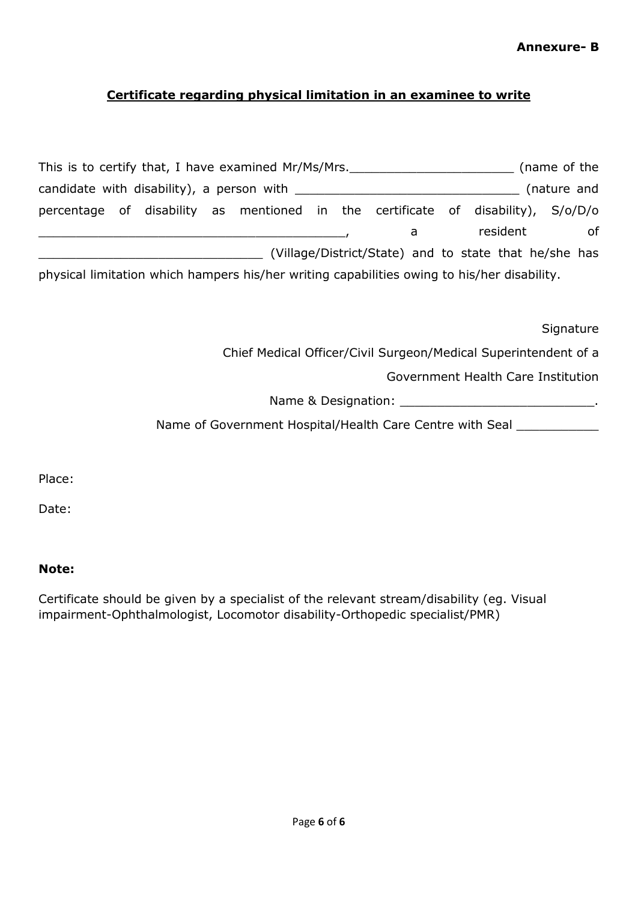**Annexure- B**

## <u>Certificate regarding physical limitation in an examinee to write</u>

This is to certify that, I have examined Mr/Ms/Mrs.______________________ (name of the candidate with disability), a person with ______________________________ (nature and percentage of disability as mentioned in the certificate of disability), S/o/D/o _________________________________________, a resident of ______________________________ (Village/District/State) and to state that he/she has physical limitation which hampers his/her writing capabilities owing to his/her disability.

Signature

Chief Medical Officer/Civil Surgeon/Medical Superintendent of a

Government Health Care Institution

Name & Designation: __________________________.

Name of Government Hospital/Health Care Centre with Seal ___________

Place:

Date:

**Note:**

Certificate should be given by a specialist of the relevant stream/disability (eg. Visual impairment-Ophthalmologist, Locomotor disability-Orthopedic specialist/PMR)